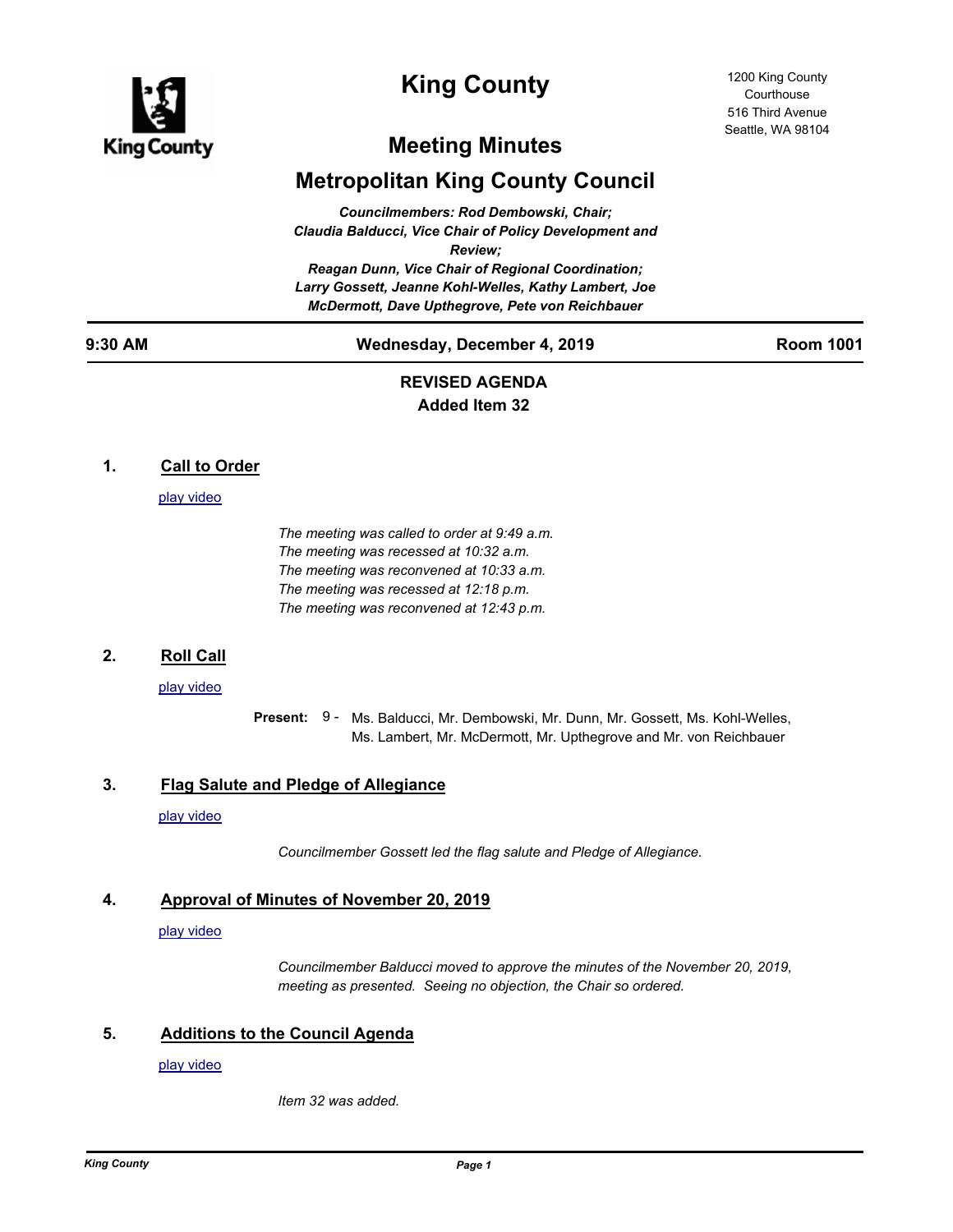# King County

1200 King County Courthouse
516 Third Avenue
Seattle, WA 98104

## Meeting Minutes

## Metropolitan King County Council

*Councilmembers: Rod Dembowski, Chair;*
*Claudia Balducci, Vice Chair of Policy Development and Review;*
*Reagan Dunn, Vice Chair of Regional Coordination;*
*Larry Gossett, Jeanne Kohl-Welles, Kathy Lambert, Joe McDermott, Dave Upthegrove, Pete von Reichbauer*

| 9:30 AM | Wednesday, December 4, 2019 | Room 1001 |
|---|---|---|

**REVISED AGENDA**
**Added Item 32**

### 1. Call to Order

play video

*The meeting was called to order at 9:49 a.m.*
*The meeting was recessed at 10:32 a.m.*
*The meeting was reconvened at 10:33 a.m.*
*The meeting was recessed at 12:18 p.m.*
*The meeting was reconvened at 12:43 p.m.*

### 2. Roll Call

play video

**Present:** 9 - Ms. Balducci, Mr. Dembowski, Mr. Dunn, Mr. Gossett, Ms. Kohl-Welles, Ms. Lambert, Mr. McDermott, Mr. Upthegrove and Mr. von Reichbauer

### 3. Flag Salute and Pledge of Allegiance

play video

*Councilmember Gossett led the flag salute and Pledge of Allegiance.*

### 4. Approval of Minutes of November 20, 2019

play video

*Councilmember Balducci moved to approve the minutes of the November 20, 2019, meeting as presented. Seeing no objection, the Chair so ordered.*

### 5. Additions to the Council Agenda

play video

*Item 32 was added.*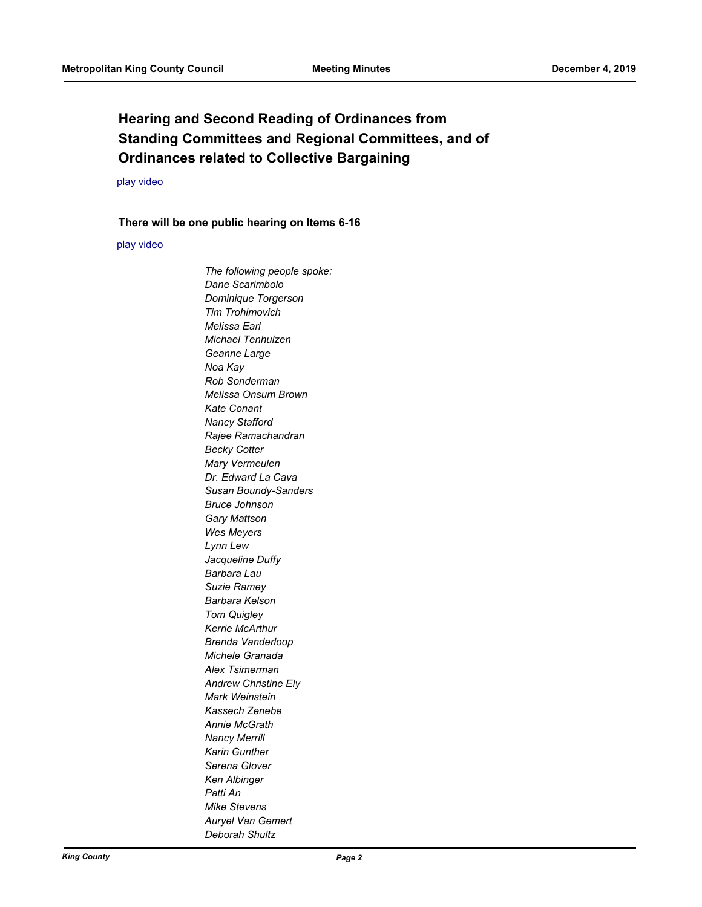## Hearing and Second Reading of Ordinances from Standing Committees and Regional Committees, and of Ordinances related to Collective Bargaining

play video

**There will be one public hearing on Items 6-16**

play video

*The following people spoke:*
*Dane Scarimbolo*
*Dominique Torgerson*
*Tim Trohimovich*
*Melissa Earl*
*Michael Tenhulzen*
*Geanne Large*
*Noa Kay*
*Rob Sonderman*
*Melissa Onsum Brown*
*Kate Conant*
*Nancy Stafford*
*Rajee Ramachandran*
*Becky Cotter*
*Mary Vermeulen*
*Dr. Edward La Cava*
*Susan Boundy-Sanders*
*Bruce Johnson*
*Gary Mattson*
*Wes Meyers*
*Lynn Lew*
*Jacqueline Duffy*
*Barbara Lau*
*Suzie Ramey*
*Barbara Kelson*
*Tom Quigley*
*Kerrie McArthur*
*Brenda Vanderloop*
*Michele Granada*
*Alex Tsimerman*
*Andrew Christine Ely*
*Mark Weinstein*
*Kassech Zenebe*
*Annie McGrath*
*Nancy Merrill*
*Karin Gunther*
*Serena Glover*
*Ken Albinger*
*Patti An*
*Mike Stevens*
*Auryel Van Gemert*
*Deborah Shultz*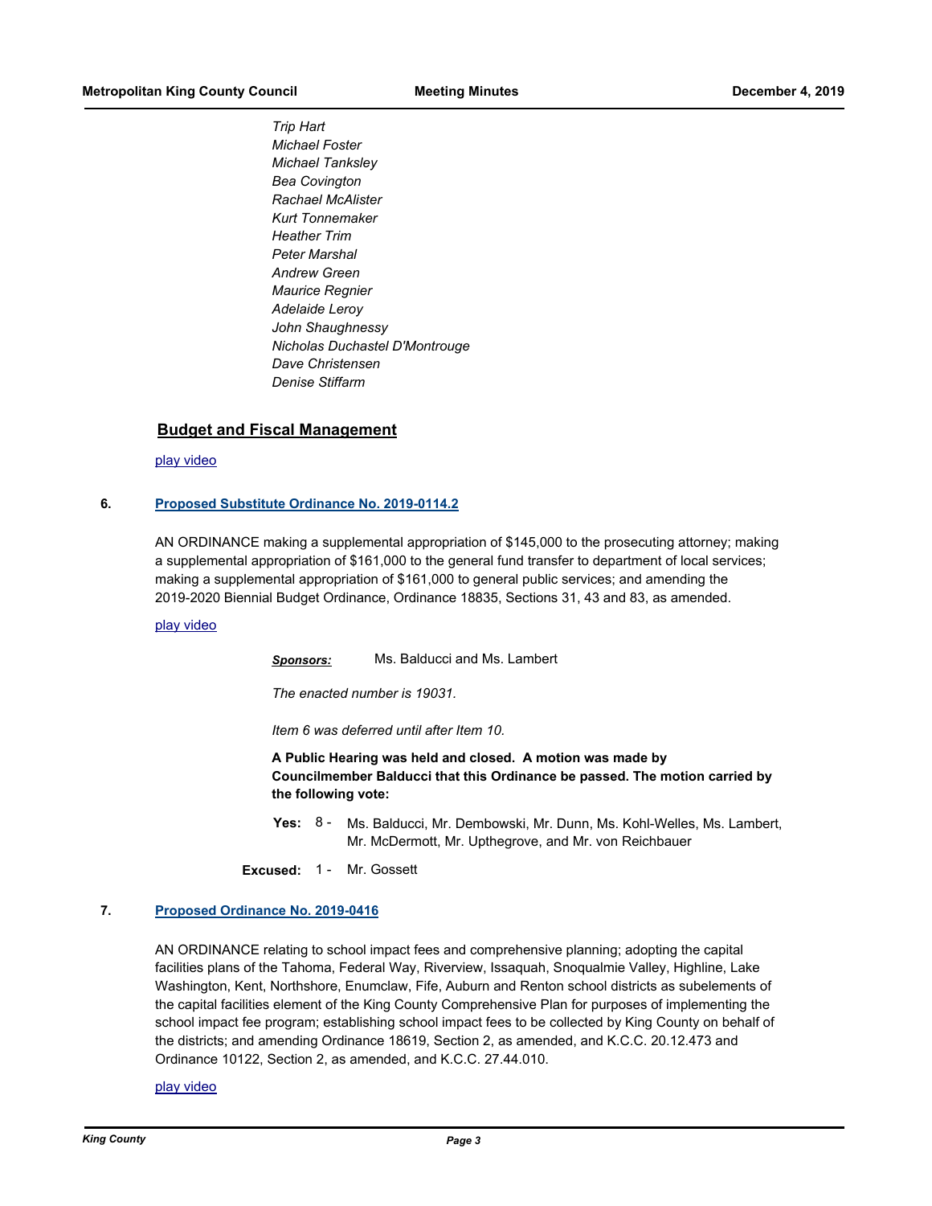*Trip Hart*
*Michael Foster*
*Michael Tanksley*
*Bea Covington*
*Rachael McAlister*
*Kurt Tonnemaker*
*Heather Trim*
*Peter Marshal*
*Andrew Green*
*Maurice Regnier*
*Adelaide Leroy*
*John Shaughnessy*
*Nicholas Duchastel D'Montrouge*
*Dave Christensen*
*Denise Stiffarm*

## Budget and Fiscal Management

play video

**6. Proposed Substitute Ordinance No. 2019-0114.2**

AN ORDINANCE making a supplemental appropriation of $145,000 to the prosecuting attorney; making a supplemental appropriation of $161,000 to the general fund transfer to department of local services; making a supplemental appropriation of $161,000 to general public services; and amending the 2019-2020 Biennial Budget Ordinance, Ordinance 18835, Sections 31, 43 and 83, as amended.

play video

***Sponsors:*** Ms. Balducci and Ms. Lambert

*The enacted number is 19031.*

*Item 6 was deferred until after Item 10.*

**A Public Hearing was held and closed. A motion was made by Councilmember Balducci that this Ordinance be passed. The motion carried by the following vote:**

**Yes:** 8 - Ms. Balducci, Mr. Dembowski, Mr. Dunn, Ms. Kohl-Welles, Ms. Lambert, Mr. McDermott, Mr. Upthegrove, and Mr. von Reichbauer

**Excused:** 1 - Mr. Gossett

**7. Proposed Ordinance No. 2019-0416**

AN ORDINANCE relating to school impact fees and comprehensive planning; adopting the capital facilities plans of the Tahoma, Federal Way, Riverview, Issaquah, Snoqualmie Valley, Highline, Lake Washington, Kent, Northshore, Enumclaw, Fife, Auburn and Renton school districts as subelements of the capital facilities element of the King County Comprehensive Plan for purposes of implementing the school impact fee program; establishing school impact fees to be collected by King County on behalf of the districts; and amending Ordinance 18619, Section 2, as amended, and K.C.C. 20.12.473 and Ordinance 10122, Section 2, as amended, and K.C.C. 27.44.010.

play video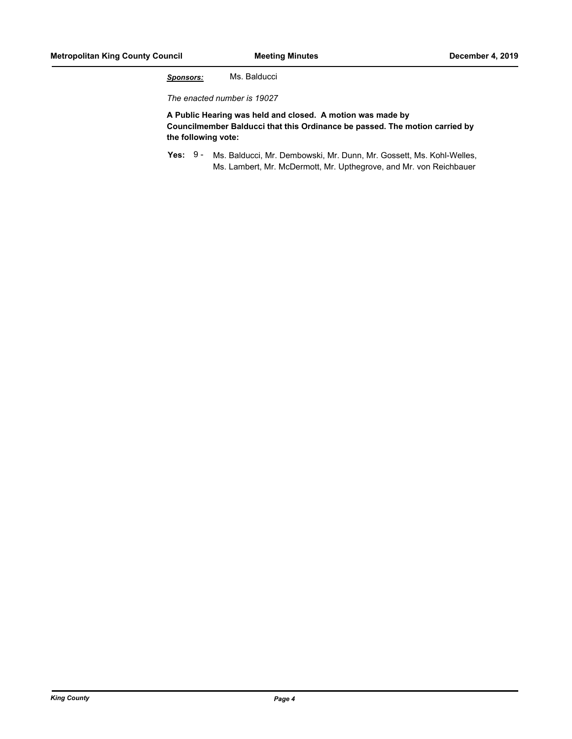***Sponsors:*** Ms. Balducci

*The enacted number is 19027*

**A Public Hearing was held and closed. A motion was made by Councilmember Balducci that this Ordinance be passed. The motion carried by the following vote:**

**Yes:** 9 - Ms. Balducci, Mr. Dembowski, Mr. Dunn, Mr. Gossett, Ms. Kohl-Welles, Ms. Lambert, Mr. McDermott, Mr. Upthegrove, and Mr. von Reichbauer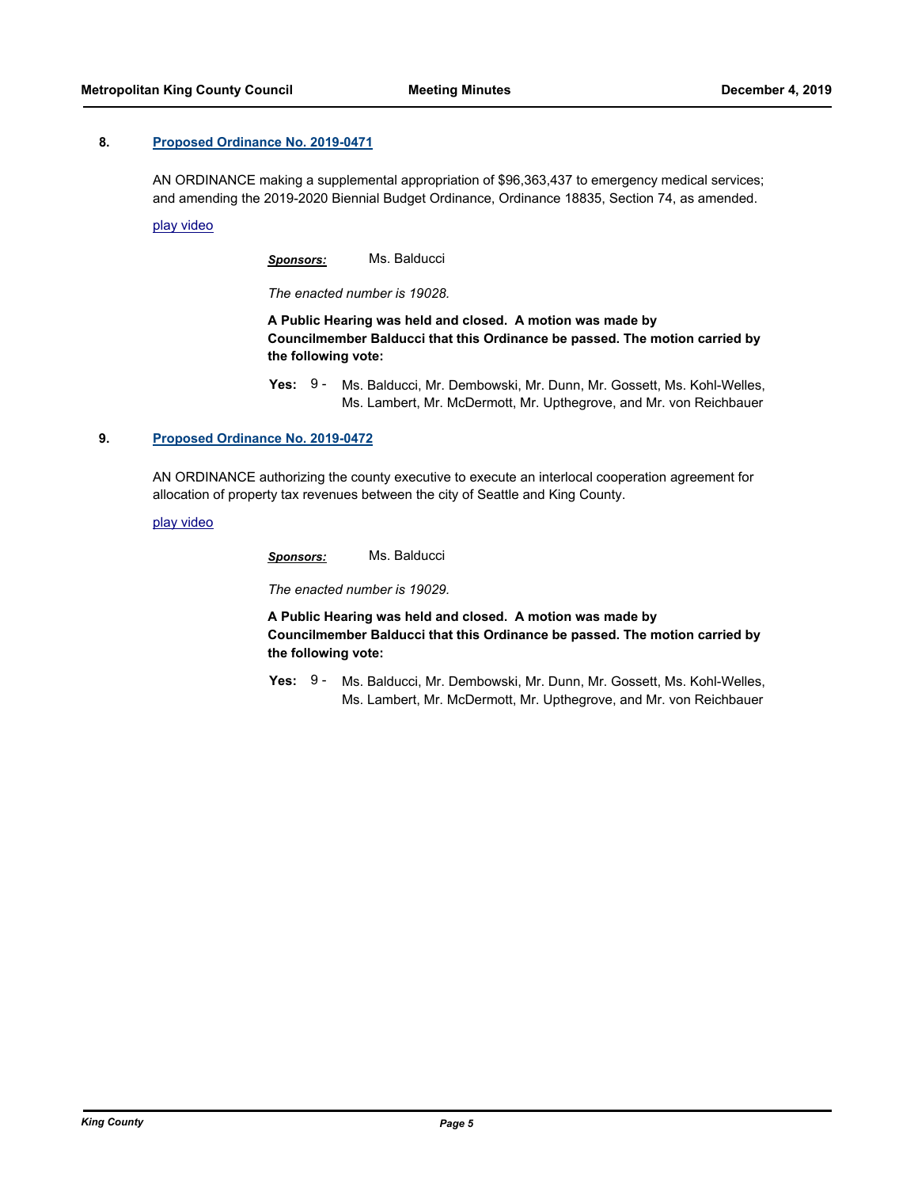**8. [Proposed Ordinance No. 2019-0471](#)**

AN ORDINANCE making a supplemental appropriation of $96,363,437 to emergency medical services; and amending the 2019-2020 Biennial Budget Ordinance, Ordinance 18835, Section 74, as amended.

[play video](#)

***Sponsors:*** Ms. Balducci

*The enacted number is 19028.*

**A Public Hearing was held and closed. A motion was made by Councilmember Balducci that this Ordinance be passed. The motion carried by the following vote:**

**Yes:** 9 - Ms. Balducci, Mr. Dembowski, Mr. Dunn, Mr. Gossett, Ms. Kohl-Welles, Ms. Lambert, Mr. McDermott, Mr. Upthegrove, and Mr. von Reichbauer

**9. [Proposed Ordinance No. 2019-0472](#)**

AN ORDINANCE authorizing the county executive to execute an interlocal cooperation agreement for allocation of property tax revenues between the city of Seattle and King County.

[play video](#)

***Sponsors:*** Ms. Balducci

*The enacted number is 19029.*

**A Public Hearing was held and closed. A motion was made by Councilmember Balducci that this Ordinance be passed. The motion carried by the following vote:**

**Yes:** 9 - Ms. Balducci, Mr. Dembowski, Mr. Dunn, Mr. Gossett, Ms. Kohl-Welles, Ms. Lambert, Mr. McDermott, Mr. Upthegrove, and Mr. von Reichbauer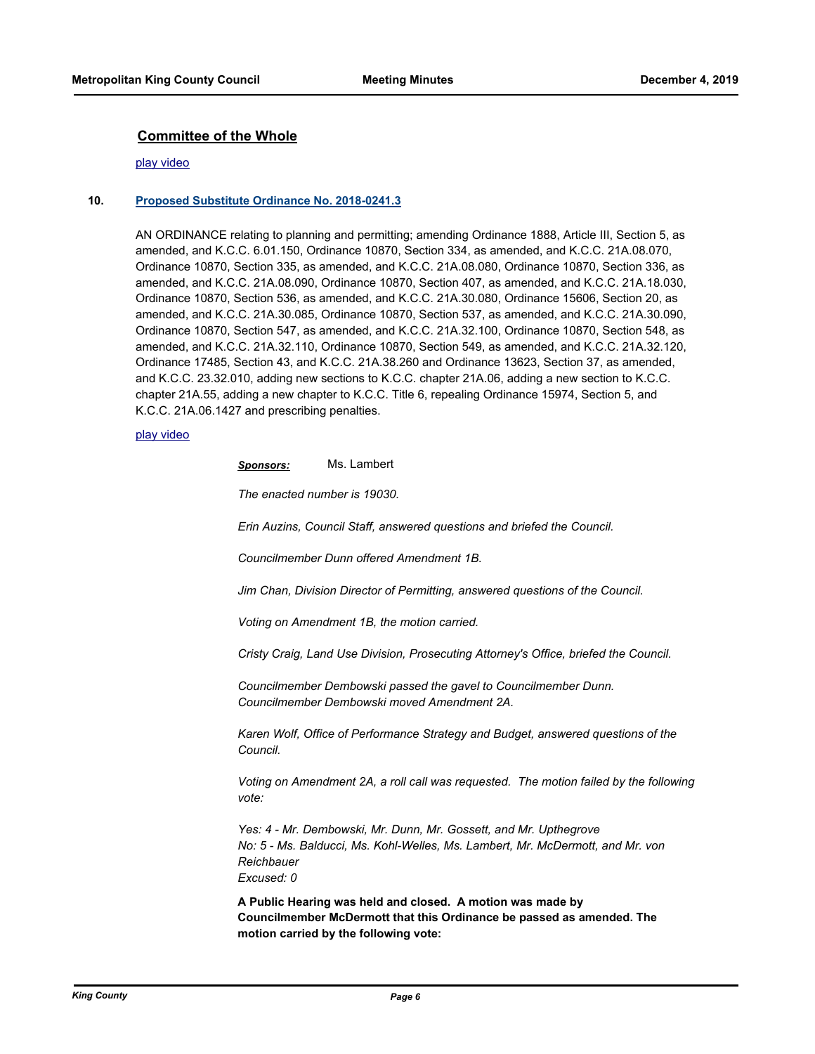## Committee of the Whole

play video

**10.** **Proposed Substitute Ordinance No. 2018-0241.3**

AN ORDINANCE relating to planning and permitting; amending Ordinance 1888, Article III, Section 5, as amended, and K.C.C. 6.01.150, Ordinance 10870, Section 334, as amended, and K.C.C. 21A.08.070, Ordinance 10870, Section 335, as amended, and K.C.C. 21A.08.080, Ordinance 10870, Section 336, as amended, and K.C.C. 21A.08.090, Ordinance 10870, Section 407, as amended, and K.C.C. 21A.18.030, Ordinance 10870, Section 536, as amended, and K.C.C. 21A.30.080, Ordinance 15606, Section 20, as amended, and K.C.C. 21A.30.085, Ordinance 10870, Section 537, as amended, and K.C.C. 21A.30.090, Ordinance 10870, Section 547, as amended, and K.C.C. 21A.32.100, Ordinance 10870, Section 548, as amended, and K.C.C. 21A.32.110, Ordinance 10870, Section 549, as amended, and K.C.C. 21A.32.120, Ordinance 17485, Section 43, and K.C.C. 21A.38.260 and Ordinance 13623, Section 37, as amended, and K.C.C. 23.32.010, adding new sections to K.C.C. chapter 21A.06, adding a new section to K.C.C. chapter 21A.55, adding a new chapter to K.C.C. Title 6, repealing Ordinance 15974, Section 5, and K.C.C. 21A.06.1427 and prescribing penalties.

play video

***Sponsors:*** Ms. Lambert

*The enacted number is 19030.*

*Erin Auzins, Council Staff, answered questions and briefed the Council.*

*Councilmember Dunn offered Amendment 1B.*

*Jim Chan, Division Director of Permitting, answered questions of the Council.*

*Voting on Amendment 1B, the motion carried.*

*Cristy Craig, Land Use Division, Prosecuting Attorney's Office, briefed the Council.*

*Councilmember Dembowski passed the gavel to Councilmember Dunn.*
*Councilmember Dembowski moved Amendment 2A.*

*Karen Wolf, Office of Performance Strategy and Budget, answered questions of the Council.*

*Voting on Amendment 2A, a roll call was requested. The motion failed by the following vote:*

*Yes: 4 - Mr. Dembowski, Mr. Dunn, Mr. Gossett, and Mr. Upthegrove*
*No: 5 - Ms. Balducci, Ms. Kohl-Welles, Ms. Lambert, Mr. McDermott, and Mr. von Reichbauer*
*Excused: 0*

**A Public Hearing was held and closed. A motion was made by Councilmember McDermott that this Ordinance be passed as amended. The motion carried by the following vote:**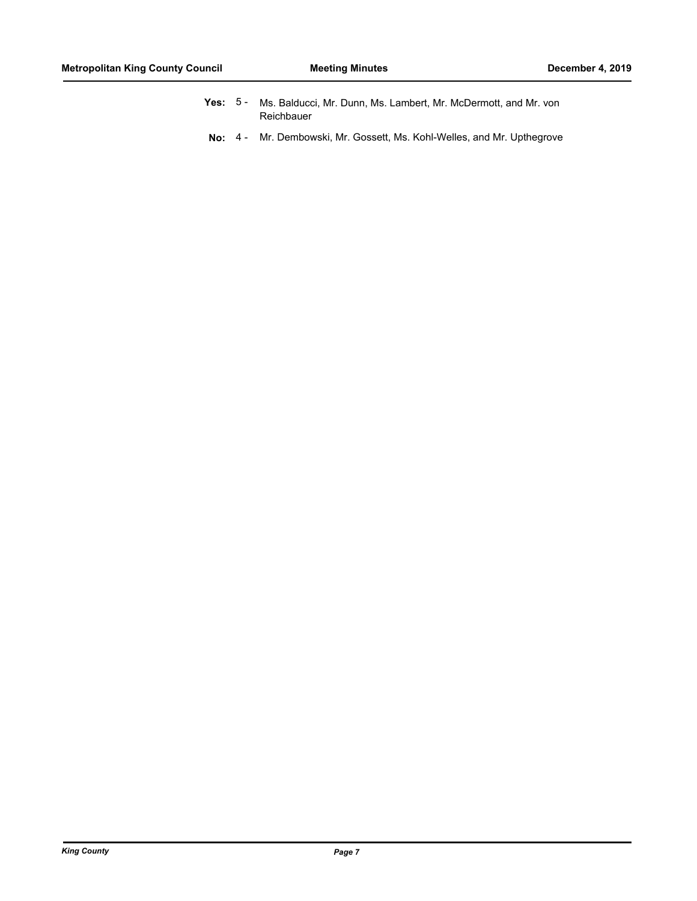**Yes:** 5 - Ms. Balducci, Mr. Dunn, Ms. Lambert, Mr. McDermott, and Mr. von Reichbauer

**No:** 4 - Mr. Dembowski, Mr. Gossett, Ms. Kohl-Welles, and Mr. Upthegrove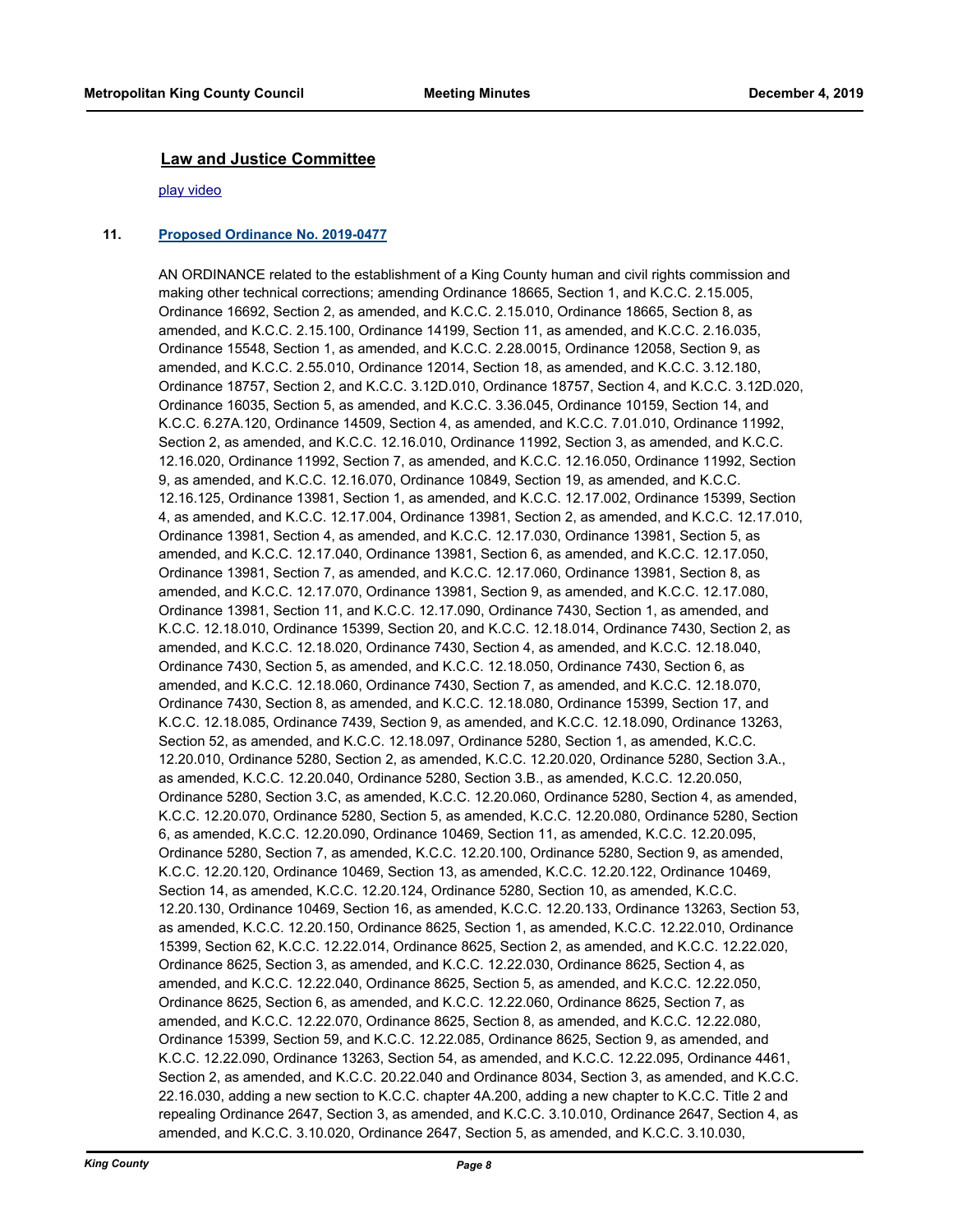## Law and Justice Committee

play video

**11. Proposed Ordinance No. 2019-0477**

AN ORDINANCE related to the establishment of a King County human and civil rights commission and making other technical corrections; amending Ordinance 18665, Section 1, and K.C.C. 2.15.005, Ordinance 16692, Section 2, as amended, and K.C.C. 2.15.010, Ordinance 18665, Section 8, as amended, and K.C.C. 2.15.100, Ordinance 14199, Section 11, as amended, and K.C.C. 2.16.035, Ordinance 15548, Section 1, as amended, and K.C.C. 2.28.0015, Ordinance 12058, Section 9, as amended, and K.C.C. 2.55.010, Ordinance 12014, Section 18, as amended, and K.C.C. 3.12.180, Ordinance 18757, Section 2, and K.C.C. 3.12D.010, Ordinance 18757, Section 4, and K.C.C. 3.12D.020, Ordinance 16035, Section 5, as amended, and K.C.C. 3.36.045, Ordinance 10159, Section 14, and K.C.C. 6.27A.120, Ordinance 14509, Section 4, as amended, and K.C.C. 7.01.010, Ordinance 11992, Section 2, as amended, and K.C.C. 12.16.010, Ordinance 11992, Section 3, as amended, and K.C.C. 12.16.020, Ordinance 11992, Section 7, as amended, and K.C.C. 12.16.050, Ordinance 11992, Section 9, as amended, and K.C.C. 12.16.070, Ordinance 10849, Section 19, as amended, and K.C.C. 12.16.125, Ordinance 13981, Section 1, as amended, and K.C.C. 12.17.002, Ordinance 15399, Section 4, as amended, and K.C.C. 12.17.004, Ordinance 13981, Section 2, as amended, and K.C.C. 12.17.010, Ordinance 13981, Section 4, as amended, and K.C.C. 12.17.030, Ordinance 13981, Section 5, as amended, and K.C.C. 12.17.040, Ordinance 13981, Section 6, as amended, and K.C.C. 12.17.050, Ordinance 13981, Section 7, as amended, and K.C.C. 12.17.060, Ordinance 13981, Section 8, as amended, and K.C.C. 12.17.070, Ordinance 13981, Section 9, as amended, and K.C.C. 12.17.080, Ordinance 13981, Section 11, and K.C.C. 12.17.090, Ordinance 7430, Section 1, as amended, and K.C.C. 12.18.010, Ordinance 15399, Section 20, and K.C.C. 12.18.014, Ordinance 7430, Section 2, as amended, and K.C.C. 12.18.020, Ordinance 7430, Section 4, as amended, and K.C.C. 12.18.040, Ordinance 7430, Section 5, as amended, and K.C.C. 12.18.050, Ordinance 7430, Section 6, as amended, and K.C.C. 12.18.060, Ordinance 7430, Section 7, as amended, and K.C.C. 12.18.070, Ordinance 7430, Section 8, as amended, and K.C.C. 12.18.080, Ordinance 15399, Section 17, and K.C.C. 12.18.085, Ordinance 7439, Section 9, as amended, and K.C.C. 12.18.090, Ordinance 13263, Section 52, as amended, and K.C.C. 12.18.097, Ordinance 5280, Section 1, as amended, K.C.C. 12.20.010, Ordinance 5280, Section 2, as amended, K.C.C. 12.20.020, Ordinance 5280, Section 3.A., as amended, K.C.C. 12.20.040, Ordinance 5280, Section 3.B., as amended, K.C.C. 12.20.050, Ordinance 5280, Section 3.C, as amended, K.C.C. 12.20.060, Ordinance 5280, Section 4, as amended, K.C.C. 12.20.070, Ordinance 5280, Section 5, as amended, K.C.C. 12.20.080, Ordinance 5280, Section 6, as amended, K.C.C. 12.20.090, Ordinance 10469, Section 11, as amended, K.C.C. 12.20.095, Ordinance 5280, Section 7, as amended, K.C.C. 12.20.100, Ordinance 5280, Section 9, as amended, K.C.C. 12.20.120, Ordinance 10469, Section 13, as amended, K.C.C. 12.20.122, Ordinance 10469, Section 14, as amended, K.C.C. 12.20.124, Ordinance 5280, Section 10, as amended, K.C.C. 12.20.130, Ordinance 10469, Section 16, as amended, K.C.C. 12.20.133, Ordinance 13263, Section 53, as amended, K.C.C. 12.20.150, Ordinance 8625, Section 1, as amended, K.C.C. 12.22.010, Ordinance 15399, Section 62, K.C.C. 12.22.014, Ordinance 8625, Section 2, as amended, and K.C.C. 12.22.020, Ordinance 8625, Section 3, as amended, and K.C.C. 12.22.030, Ordinance 8625, Section 4, as amended, and K.C.C. 12.22.040, Ordinance 8625, Section 5, as amended, and K.C.C. 12.22.050, Ordinance 8625, Section 6, as amended, and K.C.C. 12.22.060, Ordinance 8625, Section 7, as amended, and K.C.C. 12.22.070, Ordinance 8625, Section 8, as amended, and K.C.C. 12.22.080, Ordinance 15399, Section 59, and K.C.C. 12.22.085, Ordinance 8625, Section 9, as amended, and K.C.C. 12.22.090, Ordinance 13263, Section 54, as amended, and K.C.C. 12.22.095, Ordinance 4461, Section 2, as amended, and K.C.C. 20.22.040 and Ordinance 8034, Section 3, as amended, and K.C.C. 22.16.030, adding a new section to K.C.C. chapter 4A.200, adding a new chapter to K.C.C. Title 2 and repealing Ordinance 2647, Section 3, as amended, and K.C.C. 3.10.010, Ordinance 2647, Section 4, as amended, and K.C.C. 3.10.020, Ordinance 2647, Section 5, as amended, and K.C.C. 3.10.030,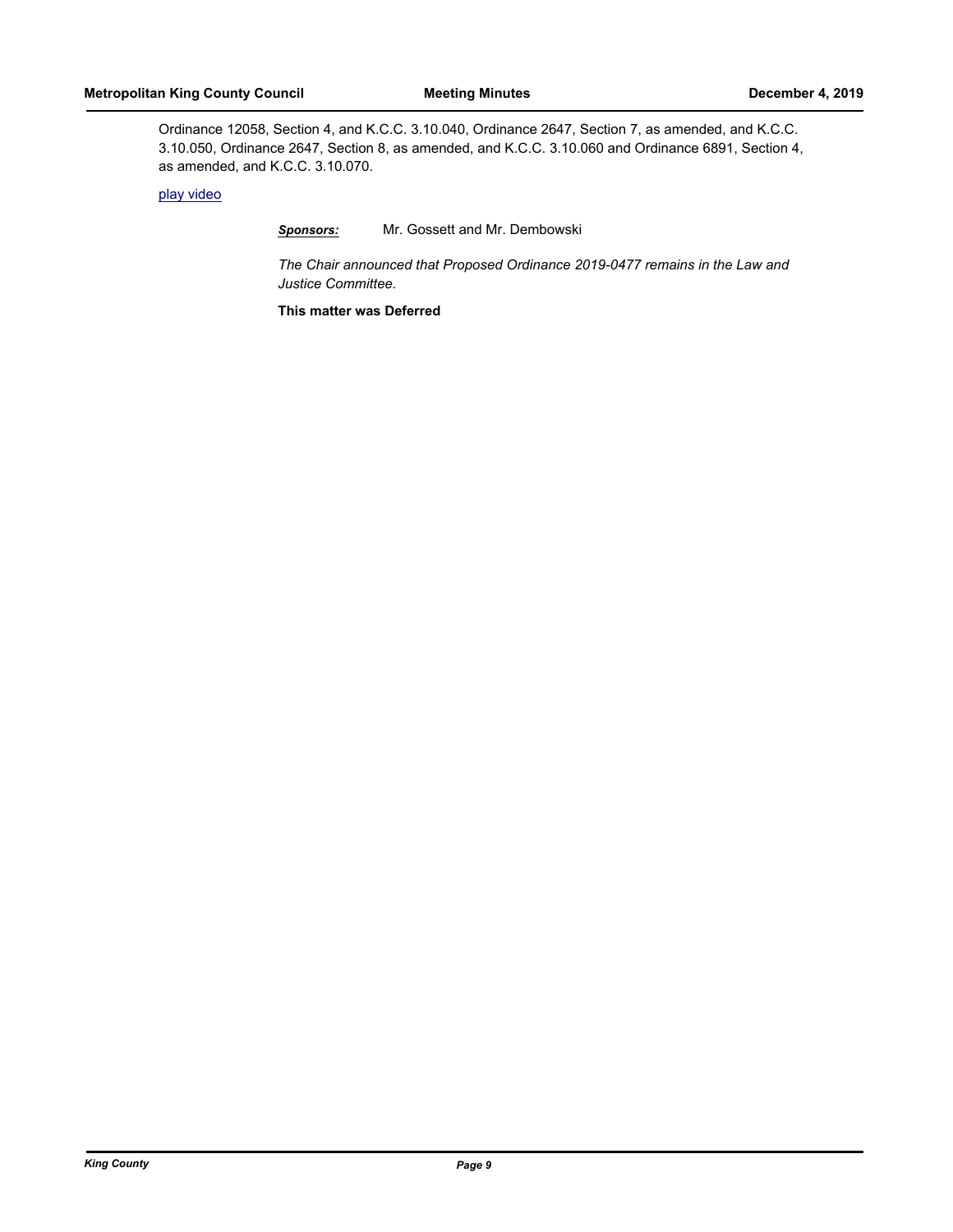Ordinance 12058, Section 4, and K.C.C. 3.10.040, Ordinance 2647, Section 7, as amended, and K.C.C. 3.10.050, Ordinance 2647, Section 8, as amended, and K.C.C. 3.10.060 and Ordinance 6891, Section 4, as amended, and K.C.C. 3.10.070.

play video

***Sponsors:*** Mr. Gossett and Mr. Dembowski

*The Chair announced that Proposed Ordinance 2019-0477 remains in the Law and Justice Committee.*

**This matter was Deferred**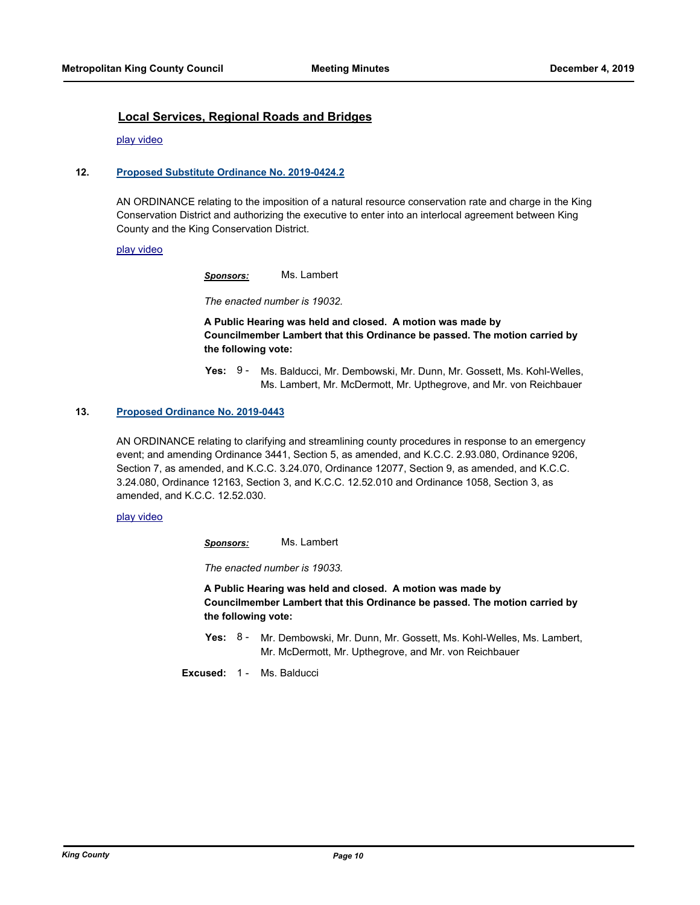## Local Services, Regional Roads and Bridges

[play video]

**12. [Proposed Substitute Ordinance No. 2019-0424.2]**

AN ORDINANCE relating to the imposition of a natural resource conservation rate and charge in the King Conservation District and authorizing the executive to enter into an interlocal agreement between King County and the King Conservation District.

[play video]

***Sponsors:*** Ms. Lambert

*The enacted number is 19032.*

**A Public Hearing was held and closed. A motion was made by Councilmember Lambert that this Ordinance be passed. The motion carried by the following vote:**

**Yes:** 9 - Ms. Balducci, Mr. Dembowski, Mr. Dunn, Mr. Gossett, Ms. Kohl-Welles, Ms. Lambert, Mr. McDermott, Mr. Upthegrove, and Mr. von Reichbauer

**13. [Proposed Ordinance No. 2019-0443]**

AN ORDINANCE relating to clarifying and streamlining county procedures in response to an emergency event; and amending Ordinance 3441, Section 5, as amended, and K.C.C. 2.93.080, Ordinance 9206, Section 7, as amended, and K.C.C. 3.24.070, Ordinance 12077, Section 9, as amended, and K.C.C. 3.24.080, Ordinance 12163, Section 3, and K.C.C. 12.52.010 and Ordinance 1058, Section 3, as amended, and K.C.C. 12.52.030.

[play video]

***Sponsors:*** Ms. Lambert

*The enacted number is 19033.*

**A Public Hearing was held and closed. A motion was made by Councilmember Lambert that this Ordinance be passed. The motion carried by the following vote:**

**Yes:** 8 - Mr. Dembowski, Mr. Dunn, Mr. Gossett, Ms. Kohl-Welles, Ms. Lambert, Mr. McDermott, Mr. Upthegrove, and Mr. von Reichbauer

**Excused:** 1 - Ms. Balducci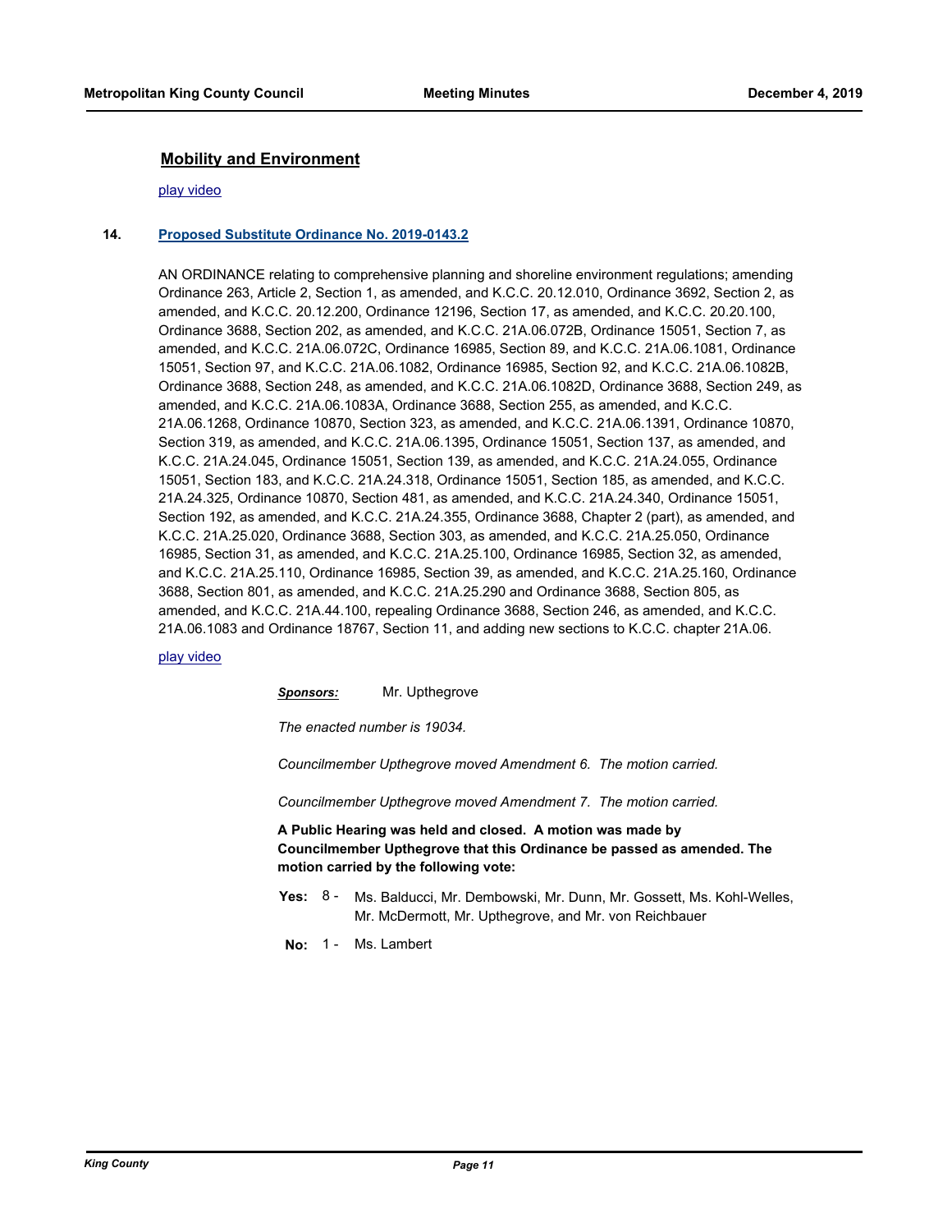## Mobility and Environment

play video

**14.** **Proposed Substitute Ordinance No. 2019-0143.2**

AN ORDINANCE relating to comprehensive planning and shoreline environment regulations; amending Ordinance 263, Article 2, Section 1, as amended, and K.C.C. 20.12.010, Ordinance 3692, Section 2, as amended, and K.C.C. 20.12.200, Ordinance 12196, Section 17, as amended, and K.C.C. 20.20.100, Ordinance 3688, Section 202, as amended, and K.C.C. 21A.06.072B, Ordinance 15051, Section 7, as amended, and K.C.C. 21A.06.072C, Ordinance 16985, Section 89, and K.C.C. 21A.06.1081, Ordinance 15051, Section 97, and K.C.C. 21A.06.1082, Ordinance 16985, Section 92, and K.C.C. 21A.06.1082B, Ordinance 3688, Section 248, as amended, and K.C.C. 21A.06.1082D, Ordinance 3688, Section 249, as amended, and K.C.C. 21A.06.1083A, Ordinance 3688, Section 255, as amended, and K.C.C. 21A.06.1268, Ordinance 10870, Section 323, as amended, and K.C.C. 21A.06.1391, Ordinance 10870, Section 319, as amended, and K.C.C. 21A.06.1395, Ordinance 15051, Section 137, as amended, and K.C.C. 21A.24.045, Ordinance 15051, Section 139, as amended, and K.C.C. 21A.24.055, Ordinance 15051, Section 183, and K.C.C. 21A.24.318, Ordinance 15051, Section 185, as amended, and K.C.C. 21A.24.325, Ordinance 10870, Section 481, as amended, and K.C.C. 21A.24.340, Ordinance 15051, Section 192, as amended, and K.C.C. 21A.24.355, Ordinance 3688, Chapter 2 (part), as amended, and K.C.C. 21A.25.020, Ordinance 3688, Section 303, as amended, and K.C.C. 21A.25.050, Ordinance 16985, Section 31, as amended, and K.C.C. 21A.25.100, Ordinance 16985, Section 32, as amended, and K.C.C. 21A.25.110, Ordinance 16985, Section 39, as amended, and K.C.C. 21A.25.160, Ordinance 3688, Section 801, as amended, and K.C.C. 21A.25.290 and Ordinance 3688, Section 805, as amended, and K.C.C. 21A.44.100, repealing Ordinance 3688, Section 246, as amended, and K.C.C. 21A.06.1083 and Ordinance 18767, Section 11, and adding new sections to K.C.C. chapter 21A.06.

play video

***Sponsors:*** Mr. Upthegrove

*The enacted number is 19034.*

*Councilmember Upthegrove moved Amendment 6. The motion carried.*

*Councilmember Upthegrove moved Amendment 7. The motion carried.*

**A Public Hearing was held and closed. A motion was made by Councilmember Upthegrove that this Ordinance be passed as amended. The motion carried by the following vote:**

**Yes:** 8 - Ms. Balducci, Mr. Dembowski, Mr. Dunn, Mr. Gossett, Ms. Kohl-Welles, Mr. McDermott, Mr. Upthegrove, and Mr. von Reichbauer

**No:** 1 - Ms. Lambert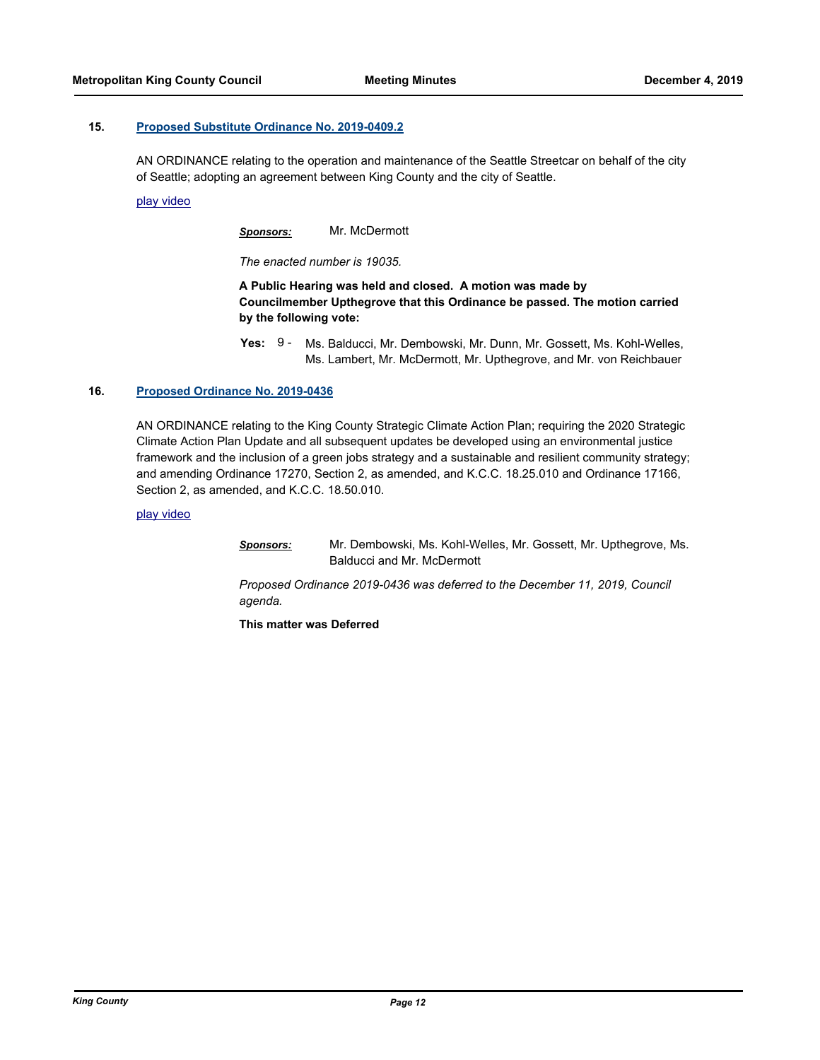**15. [Proposed Substitute Ordinance No. 2019-0409.2]**

AN ORDINANCE relating to the operation and maintenance of the Seattle Streetcar on behalf of the city of Seattle; adopting an agreement between King County and the city of Seattle.

play video

***Sponsors:*** Mr. McDermott

*The enacted number is 19035.*

**A Public Hearing was held and closed. A motion was made by Councilmember Upthegrove that this Ordinance be passed. The motion carried by the following vote:**

**Yes:** 9 - Ms. Balducci, Mr. Dembowski, Mr. Dunn, Mr. Gossett, Ms. Kohl-Welles, Ms. Lambert, Mr. McDermott, Mr. Upthegrove, and Mr. von Reichbauer

**16. [Proposed Ordinance No. 2019-0436]**

AN ORDINANCE relating to the King County Strategic Climate Action Plan; requiring the 2020 Strategic Climate Action Plan Update and all subsequent updates be developed using an environmental justice framework and the inclusion of a green jobs strategy and a sustainable and resilient community strategy; and amending Ordinance 17270, Section 2, as amended, and K.C.C. 18.25.010 and Ordinance 17166, Section 2, as amended, and K.C.C. 18.50.010.

play video

***Sponsors:*** Mr. Dembowski, Ms. Kohl-Welles, Mr. Gossett, Mr. Upthegrove, Ms. Balducci and Mr. McDermott

*Proposed Ordinance 2019-0436 was deferred to the December 11, 2019, Council agenda.*

**This matter was Deferred**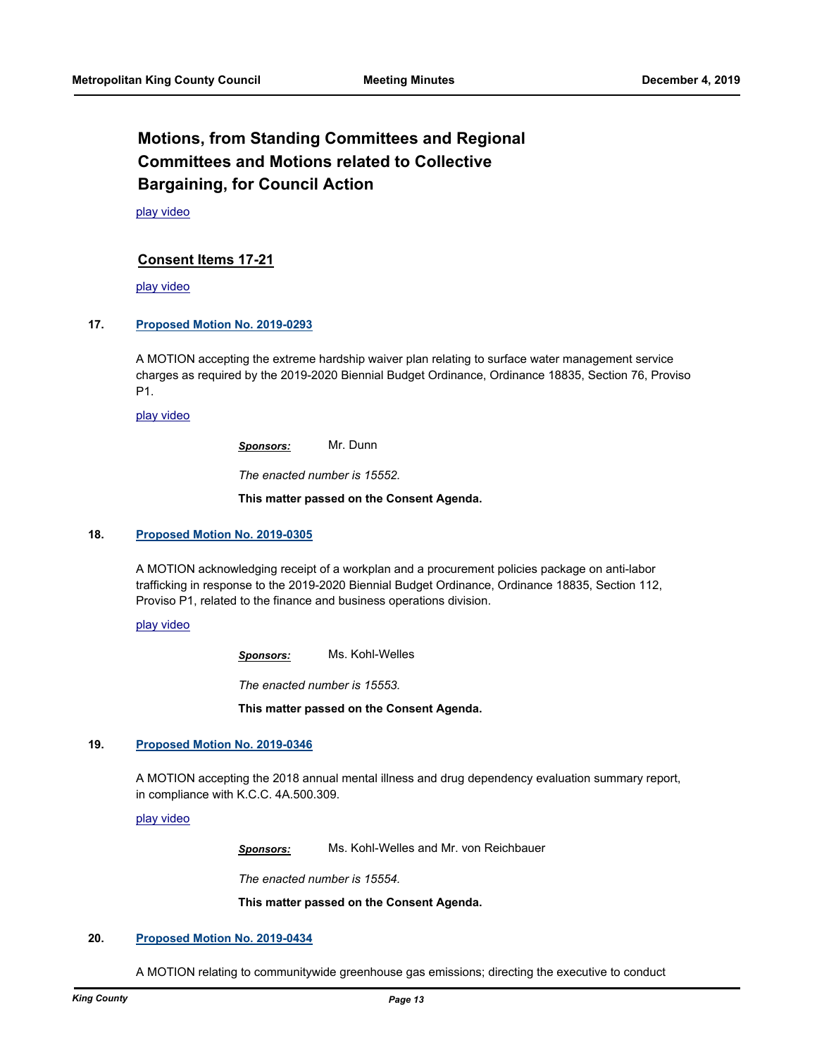## Motions, from Standing Committees and Regional Committees and Motions related to Collective Bargaining, for Council Action

play video

### Consent Items 17-21

play video

**17. Proposed Motion No. 2019-0293**

A MOTION accepting the extreme hardship waiver plan relating to surface water management service charges as required by the 2019-2020 Biennial Budget Ordinance, Ordinance 18835, Section 76, Proviso P1.

play video

***Sponsors:*** Mr. Dunn

*The enacted number is 15552.*

**This matter passed on the Consent Agenda.**

**18. Proposed Motion No. 2019-0305**

A MOTION acknowledging receipt of a workplan and a procurement policies package on anti-labor trafficking in response to the 2019-2020 Biennial Budget Ordinance, Ordinance 18835, Section 112, Proviso P1, related to the finance and business operations division.

play video

***Sponsors:*** Ms. Kohl-Welles

*The enacted number is 15553.*

**This matter passed on the Consent Agenda.**

**19. Proposed Motion No. 2019-0346**

A MOTION accepting the 2018 annual mental illness and drug dependency evaluation summary report, in compliance with K.C.C. 4A.500.309.

play video

***Sponsors:*** Ms. Kohl-Welles and Mr. von Reichbauer

*The enacted number is 15554.*

**This matter passed on the Consent Agenda.**

**20. Proposed Motion No. 2019-0434**

A MOTION relating to communitywide greenhouse gas emissions; directing the executive to conduct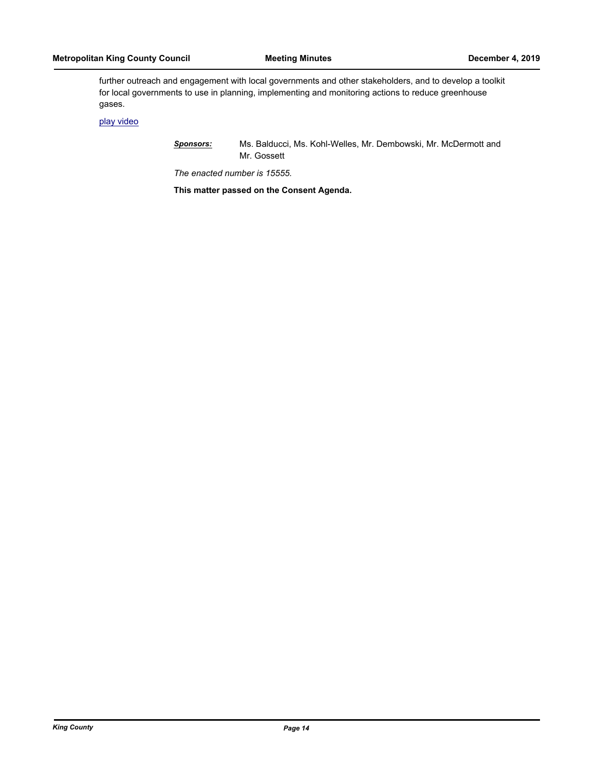further outreach and engagement with local governments and other stakeholders, and to develop a toolkit for local governments to use in planning, implementing and monitoring actions to reduce greenhouse gases.

play video

***Sponsors:*** Ms. Balducci, Ms. Kohl-Welles, Mr. Dembowski, Mr. McDermott and Mr. Gossett

*The enacted number is 15555.*

**This matter passed on the Consent Agenda.**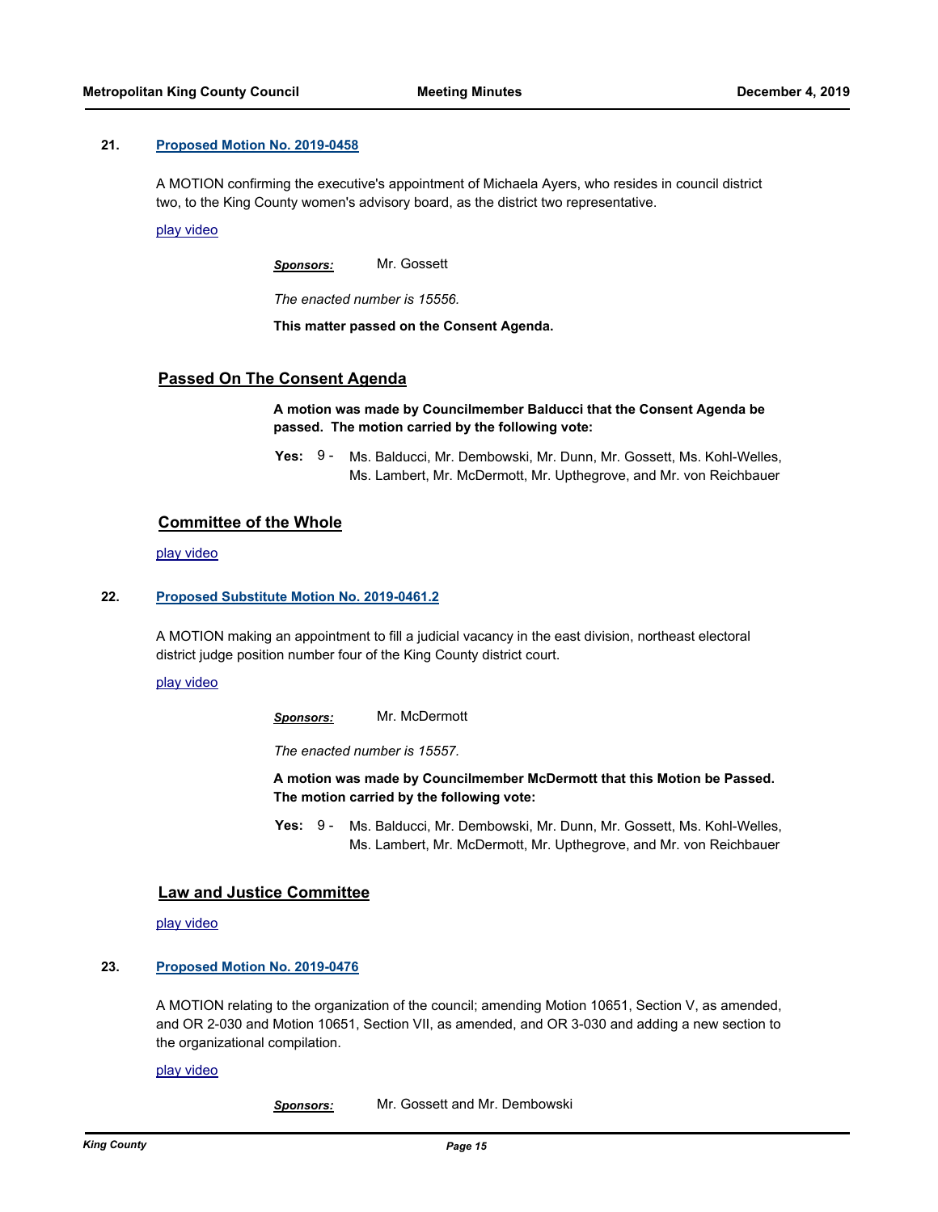**21. Proposed Motion No. 2019-0458**

A MOTION confirming the executive's appointment of Michaela Ayers, who resides in council district two, to the King County women's advisory board, as the district two representative.

play video

***Sponsors:*** Mr. Gossett

*The enacted number is 15556.*

**This matter passed on the Consent Agenda.**

## Passed On The Consent Agenda

**A motion was made by Councilmember Balducci that the Consent Agenda be passed. The motion carried by the following vote:**

**Yes:** 9 - Ms. Balducci, Mr. Dembowski, Mr. Dunn, Mr. Gossett, Ms. Kohl-Welles, Ms. Lambert, Mr. McDermott, Mr. Upthegrove, and Mr. von Reichbauer

## Committee of the Whole

play video

**22. Proposed Substitute Motion No. 2019-0461.2**

A MOTION making an appointment to fill a judicial vacancy in the east division, northeast electoral district judge position number four of the King County district court.

play video

***Sponsors:*** Mr. McDermott

*The enacted number is 15557.*

**A motion was made by Councilmember McDermott that this Motion be Passed. The motion carried by the following vote:**

**Yes:** 9 - Ms. Balducci, Mr. Dembowski, Mr. Dunn, Mr. Gossett, Ms. Kohl-Welles, Ms. Lambert, Mr. McDermott, Mr. Upthegrove, and Mr. von Reichbauer

## Law and Justice Committee

play video

**23. Proposed Motion No. 2019-0476**

A MOTION relating to the organization of the council; amending Motion 10651, Section V, as amended, and OR 2-030 and Motion 10651, Section VII, as amended, and OR 3-030 and adding a new section to the organizational compilation.

play video

***Sponsors:*** Mr. Gossett and Mr. Dembowski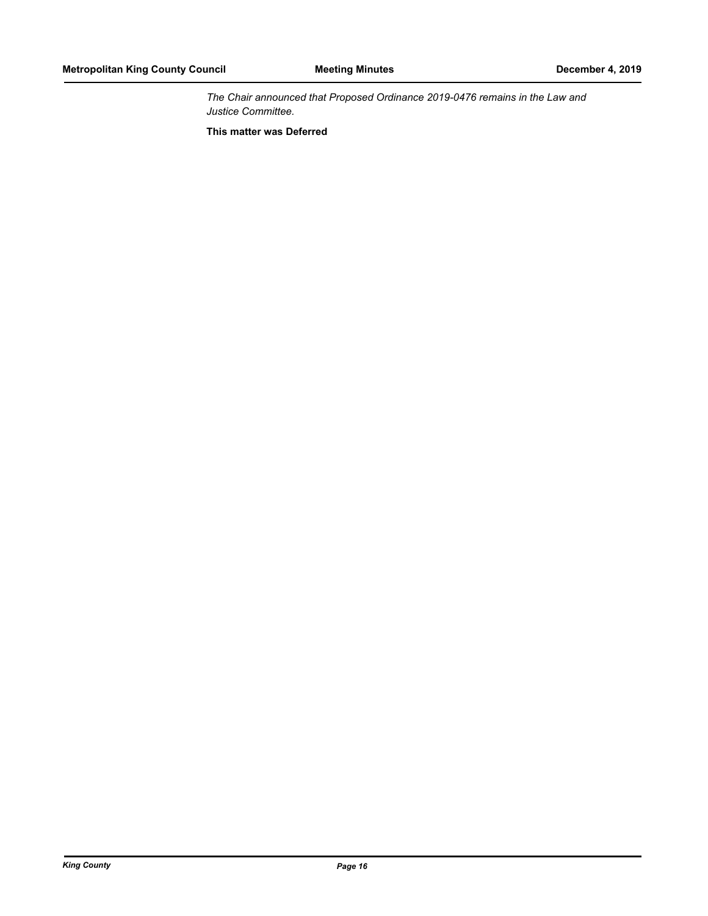*The Chair announced that Proposed Ordinance 2019-0476 remains in the Law and Justice Committee.*

**This matter was Deferred**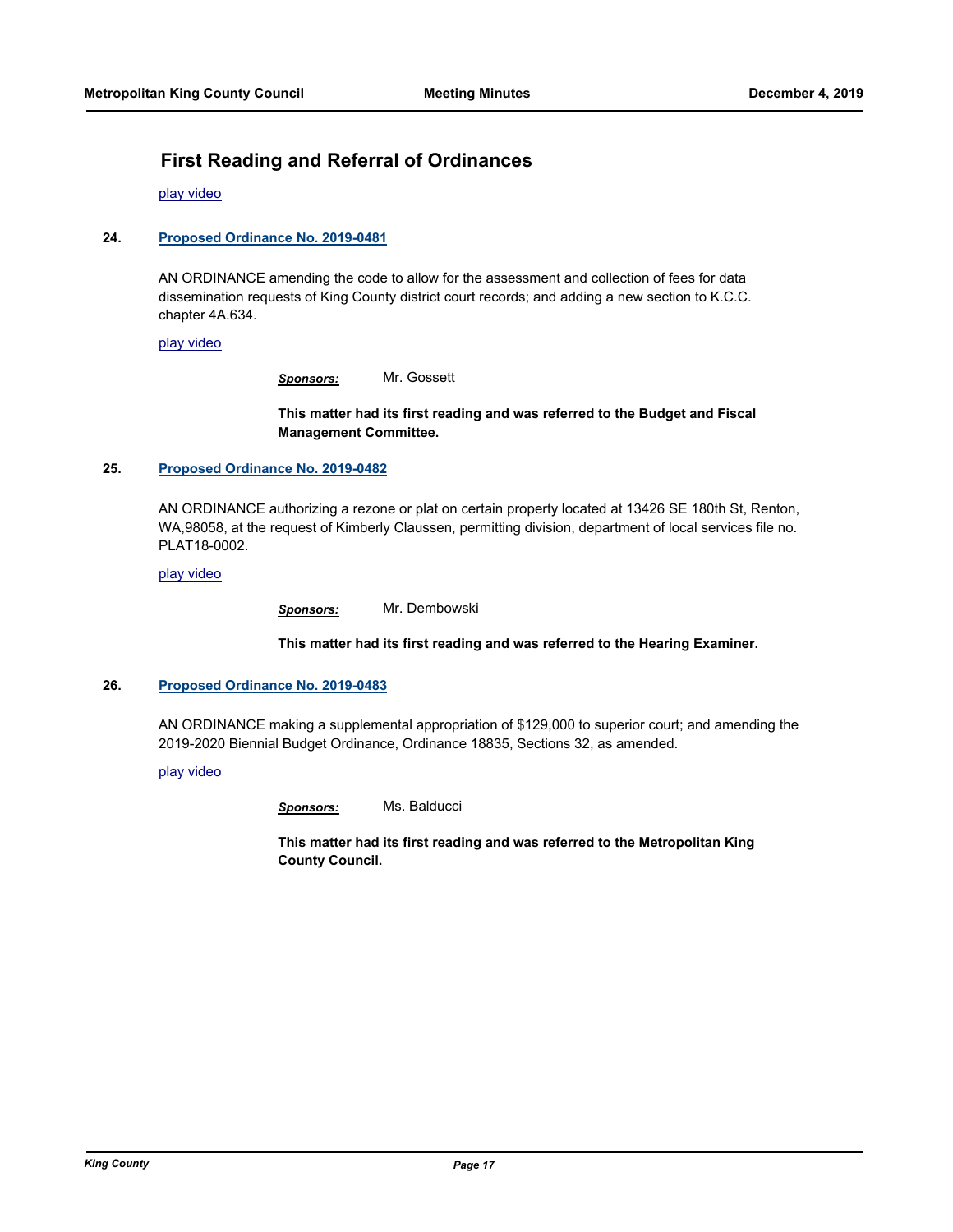## First Reading and Referral of Ordinances

play video

**24. Proposed Ordinance No. 2019-0481**

AN ORDINANCE amending the code to allow for the assessment and collection of fees for data dissemination requests of King County district court records; and adding a new section to K.C.C. chapter 4A.634.

play video

***Sponsors:*** Mr. Gossett

**This matter had its first reading and was referred to the Budget and Fiscal Management Committee.**

**25. Proposed Ordinance No. 2019-0482**

AN ORDINANCE authorizing a rezone or plat on certain property located at 13426 SE 180th St, Renton, WA,98058, at the request of Kimberly Claussen, permitting division, department of local services file no. PLAT18-0002.

play video

***Sponsors:*** Mr. Dembowski

**This matter had its first reading and was referred to the Hearing Examiner.**

**26. Proposed Ordinance No. 2019-0483**

AN ORDINANCE making a supplemental appropriation of $129,000 to superior court; and amending the 2019-2020 Biennial Budget Ordinance, Ordinance 18835, Sections 32, as amended.

play video

***Sponsors:*** Ms. Balducci

**This matter had its first reading and was referred to the Metropolitan King County Council.**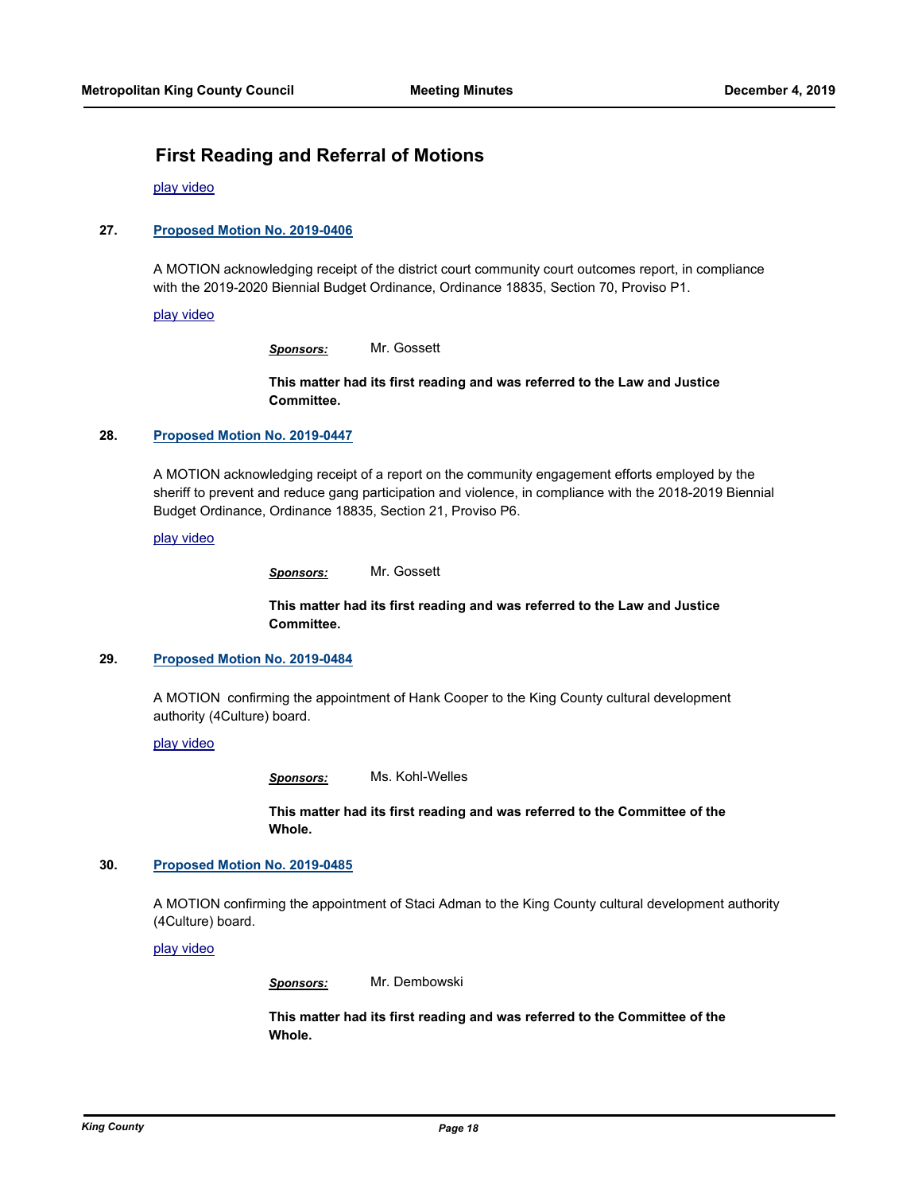## First Reading and Referral of Motions

play video

**27. Proposed Motion No. 2019-0406**

A MOTION acknowledging receipt of the district court community court outcomes report, in compliance with the 2019-2020 Biennial Budget Ordinance, Ordinance 18835, Section 70, Proviso P1.

play video

***Sponsors:*** Mr. Gossett

**This matter had its first reading and was referred to the Law and Justice Committee.**

**28. Proposed Motion No. 2019-0447**

A MOTION acknowledging receipt of a report on the community engagement efforts employed by the sheriff to prevent and reduce gang participation and violence, in compliance with the 2018-2019 Biennial Budget Ordinance, Ordinance 18835, Section 21, Proviso P6.

play video

***Sponsors:*** Mr. Gossett

**This matter had its first reading and was referred to the Law and Justice Committee.**

**29. Proposed Motion No. 2019-0484**

A MOTION confirming the appointment of Hank Cooper to the King County cultural development authority (4Culture) board.

play video

***Sponsors:*** Ms. Kohl-Welles

**This matter had its first reading and was referred to the Committee of the Whole.**

**30. Proposed Motion No. 2019-0485**

A MOTION confirming the appointment of Staci Adman to the King County cultural development authority (4Culture) board.

play video

***Sponsors:*** Mr. Dembowski

**This matter had its first reading and was referred to the Committee of the Whole.**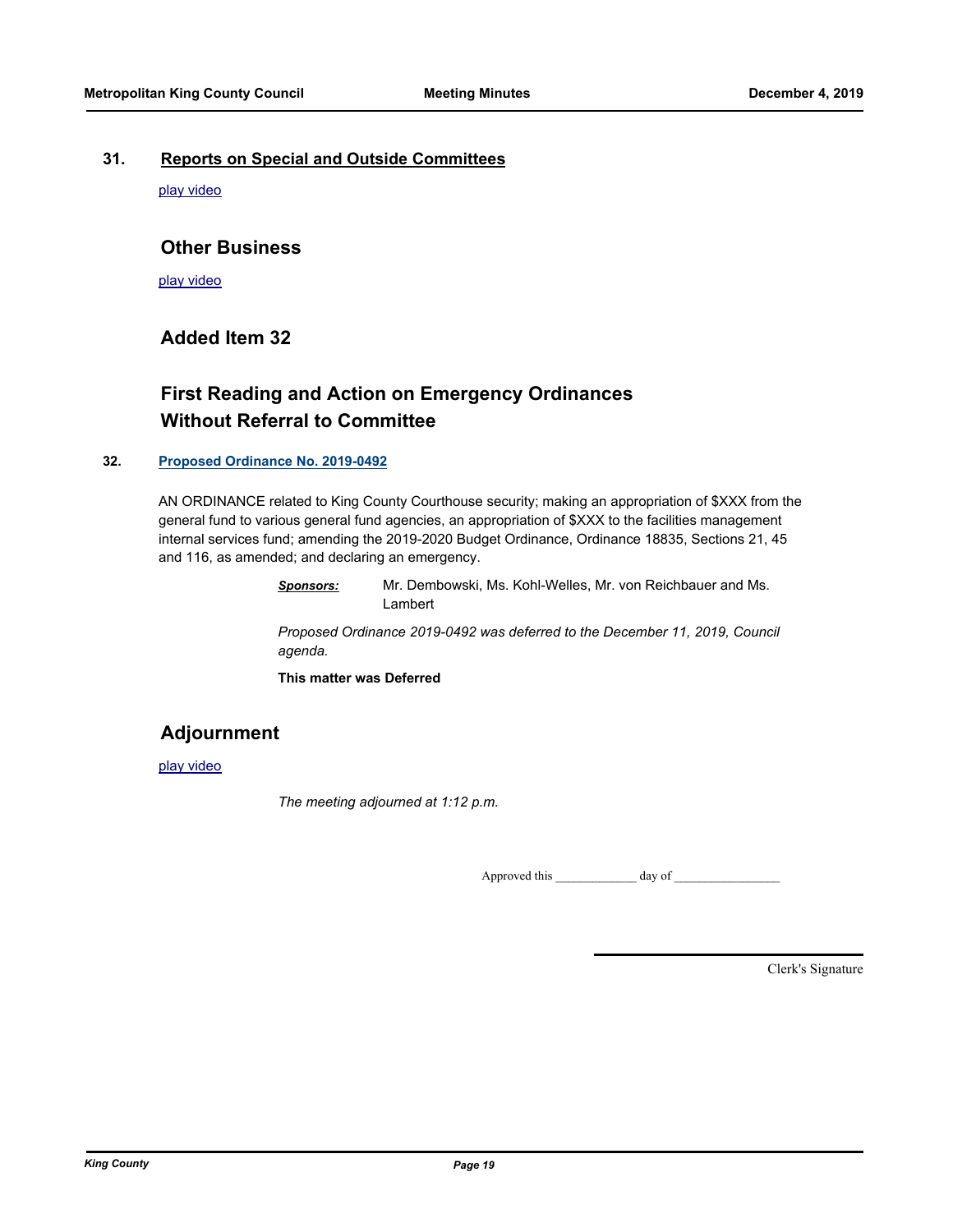## 31. Reports on Special and Outside Committees

play video

## Other Business

play video

## Added Item 32

## First Reading and Action on Emergency Ordinances Without Referral to Committee

**32. Proposed Ordinance No. 2019-0492**

AN ORDINANCE related to King County Courthouse security; making an appropriation of $XXX from the general fund to various general fund agencies, an appropriation of $XXX to the facilities management internal services fund; amending the 2019-2020 Budget Ordinance, Ordinance 18835, Sections 21, 45 and 116, as amended; and declaring an emergency.

***Sponsors:*** Mr. Dembowski, Ms. Kohl-Welles, Mr. von Reichbauer and Ms. Lambert

*Proposed Ordinance 2019-0492 was deferred to the December 11, 2019, Council agenda.*

**This matter was Deferred**

## Adjournment

play video

*The meeting adjourned at 1:12 p.m.*

Approved this _____________ day of _________________

Clerk's Signature